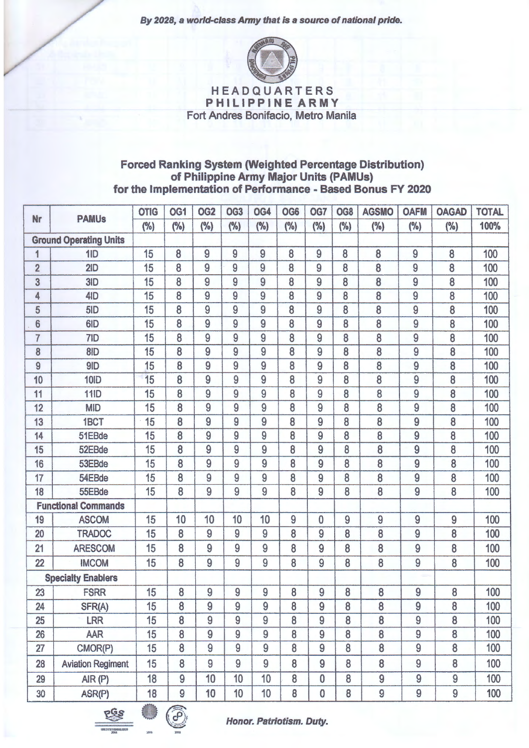*By 2028, a world-class Army that is a source of national pride.*

**HEADQUARTERS**
**PHILIPPINE ARMY**
Fort Andres Bonifacio, Metro Manila

## Forced Ranking System (Weighted Percentage Distribution) of Philippine Army Major Units (PAMUs) for the Implementation of Performance - Based Bonus FY 2020

| Nr | PAMUs | OTIG (%) | OG1 (%) | OG2 (%) | OG3 (%) | OG4 (%) | OG6 (%) | OG7 (%) | OG8 (%) | AGSMO (%) | OAFM (%) | OAGAD (%) | TOTAL 100% |
|---|---|---|---|---|---|---|---|---|---|---|---|---|---|
| **Ground Operating Units** | | | | | | | | | | | | | |
| 1 | 1ID | 15 | 8 | 9 | 9 | 9 | 8 | 9 | 8 | 8 | 9 | 8 | 100 |
| 2 | 2ID | 15 | 8 | 9 | 9 | 9 | 8 | 9 | 8 | 8 | 9 | 8 | 100 |
| 3 | 3ID | 15 | 8 | 9 | 9 | 9 | 8 | 9 | 8 | 8 | 9 | 8 | 100 |
| 4 | 4ID | 15 | 8 | 9 | 9 | 9 | 8 | 9 | 8 | 8 | 9 | 8 | 100 |
| 5 | 5ID | 15 | 8 | 9 | 9 | 9 | 8 | 9 | 8 | 8 | 9 | 8 | 100 |
| 6 | 6ID | 15 | 8 | 9 | 9 | 9 | 8 | 9 | 8 | 8 | 9 | 8 | 100 |
| 7 | 7ID | 15 | 8 | 9 | 9 | 9 | 8 | 9 | 8 | 8 | 9 | 8 | 100 |
| 8 | 8ID | 15 | 8 | 9 | 9 | 9 | 8 | 9 | 8 | 8 | 9 | 8 | 100 |
| 9 | 9ID | 15 | 8 | 9 | 9 | 9 | 8 | 9 | 8 | 8 | 9 | 8 | 100 |
| 10 | 10ID | 15 | 8 | 9 | 9 | 9 | 8 | 9 | 8 | 8 | 9 | 8 | 100 |
| 11 | 11ID | 15 | 8 | 9 | 9 | 9 | 8 | 9 | 8 | 8 | 9 | 8 | 100 |
| 12 | MID | 15 | 8 | 9 | 9 | 9 | 8 | 9 | 8 | 8 | 9 | 8 | 100 |
| 13 | 1BCT | 15 | 8 | 9 | 9 | 9 | 8 | 9 | 8 | 8 | 9 | 8 | 100 |
| 14 | 51EBde | 15 | 8 | 9 | 9 | 9 | 8 | 9 | 8 | 8 | 9 | 8 | 100 |
| 15 | 52EBde | 15 | 8 | 9 | 9 | 9 | 8 | 9 | 8 | 8 | 9 | 8 | 100 |
| 16 | 53EBde | 15 | 8 | 9 | 9 | 9 | 8 | 9 | 8 | 8 | 9 | 8 | 100 |
| 17 | 54EBde | 15 | 8 | 9 | 9 | 9 | 8 | 9 | 8 | 8 | 9 | 8 | 100 |
| 18 | 55EBde | 15 | 8 | 9 | 9 | 9 | 8 | 9 | 8 | 8 | 9 | 8 | 100 |
| **Functional Commands** | | | | | | | | | | | | | |
| 19 | ASCOM | 15 | 10 | 10 | 10 | 10 | 9 | 0 | 9 | 9 | 9 | 9 | 100 |
| 20 | TRADOC | 15 | 8 | 9 | 9 | 9 | 8 | 9 | 8 | 8 | 9 | 8 | 100 |
| 21 | ARESCOM | 15 | 8 | 9 | 9 | 9 | 8 | 9 | 8 | 8 | 9 | 8 | 100 |
| 22 | IMCOM | 15 | 8 | 9 | 9 | 9 | 8 | 9 | 8 | 8 | 9 | 8 | 100 |
| **Specialty Enablers** | | | | | | | | | | | | | |
| 23 | FSRR | 15 | 8 | 9 | 9 | 9 | 8 | 9 | 8 | 8 | 9 | 8 | 100 |
| 24 | SFR(A) | 15 | 8 | 9 | 9 | 9 | 8 | 9 | 8 | 8 | 9 | 8 | 100 |
| 25 | LRR | 15 | 8 | 9 | 9 | 9 | 8 | 9 | 8 | 8 | 9 | 8 | 100 |
| 26 | AAR | 15 | 8 | 9 | 9 | 9 | 8 | 9 | 8 | 8 | 9 | 8 | 100 |
| 27 | CMOR(P) | 15 | 8 | 9 | 9 | 9 | 8 | 9 | 8 | 8 | 9 | 8 | 100 |
| 28 | Aviation Regiment | 15 | 8 | 9 | 9 | 9 | 8 | 9 | 8 | 8 | 9 | 8 | 100 |
| 29 | AIR (P) | 18 | 9 | 10 | 10 | 10 | 8 | 0 | 8 | 9 | 9 | 9 | 100 |
| 30 | ASR(P) | 18 | 9 | 10 | 10 | 10 | 8 | 0 | 8 | 9 | 9 | 9 | 100 |

*Honor. Patriotism. Duty.*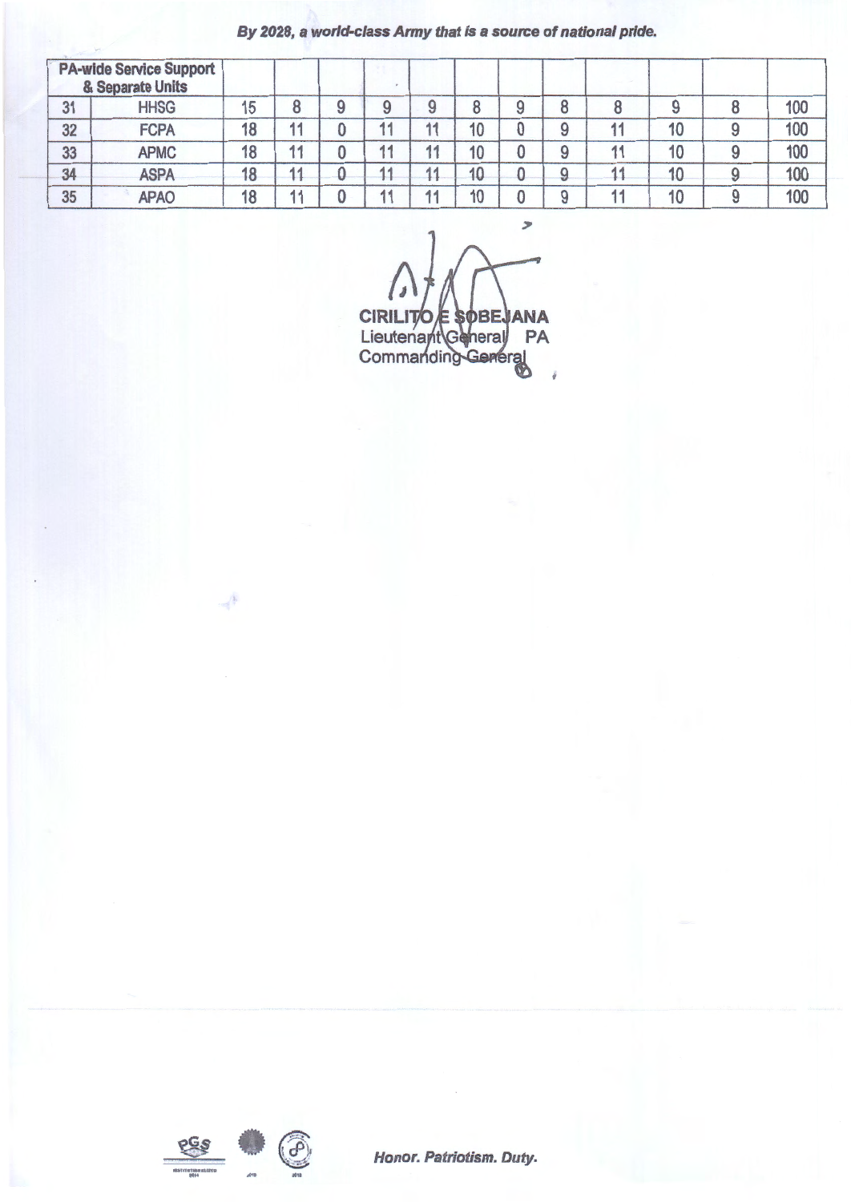| | | | | | | | | | | | | | |
|---|---|---|---|---|---|---|---|---|---|---|---|---|---|
| **PA-wide Service Support & Separate Units** | | | | | | | | | | | | | |
| 31 | HHSG | 15 | 8 | 9 | 9 | 9 | 8 | 9 | 8 | 8 | 9 | 8 | 100 |
| 32 | FCPA | 18 | 11 | 0 | 11 | 11 | 10 | 0 | 9 | 11 | 10 | 9 | 100 |
| 33 | APMC | 18 | 11 | 0 | 11 | 11 | 10 | 0 | 9 | 11 | 10 | 9 | 100 |
| 34 | ASPA | 18 | 11 | 0 | 11 | 11 | 10 | 0 | 9 | 11 | 10 | 9 | 100 |
| 35 | APAO | 18 | 11 | 0 | 11 | 11 | 10 | 0 | 9 | 11 | 10 | 9 | 100 |

**CIRILITO E SOBEJANA**
Lieutenant General PA
Commanding General